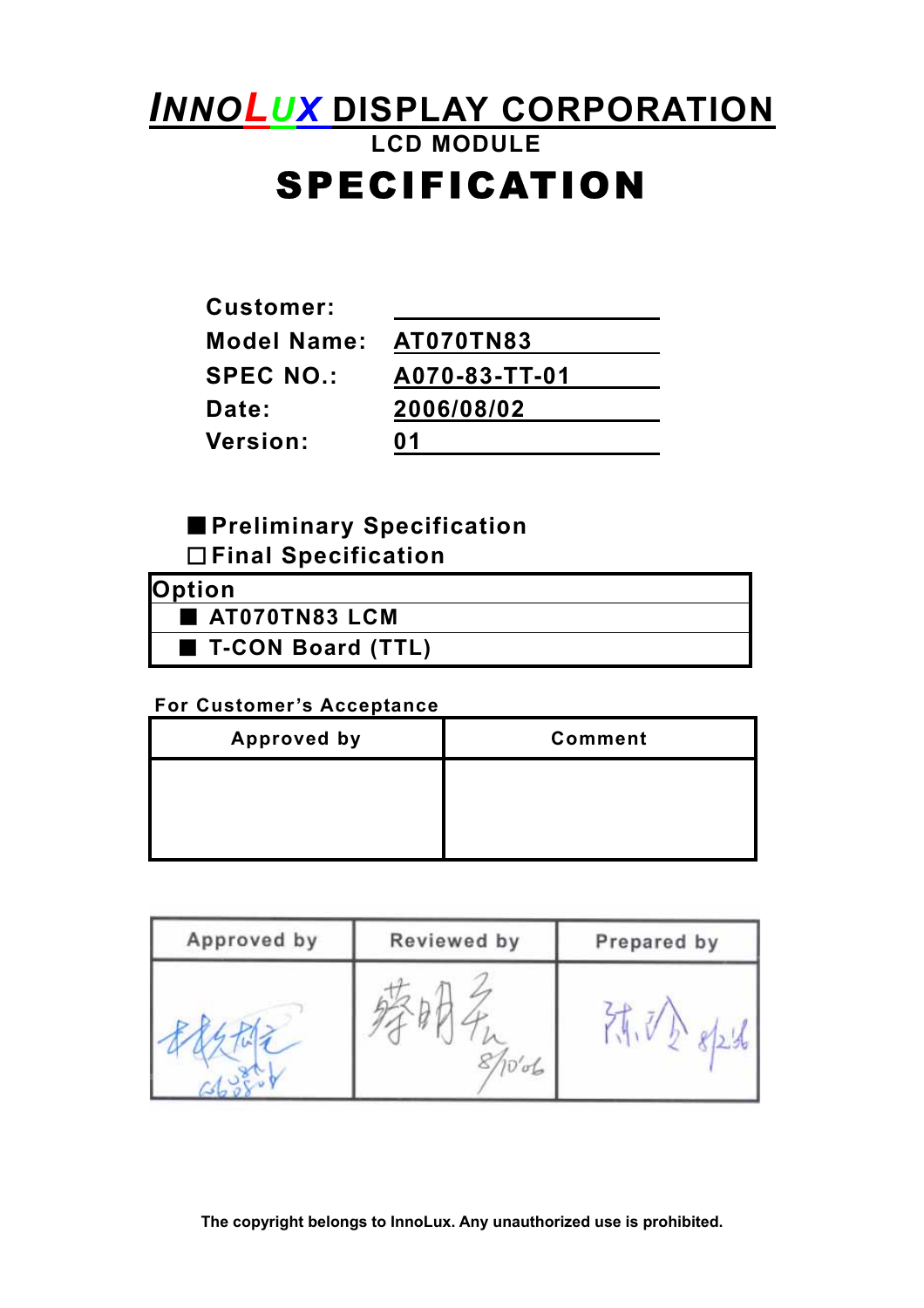# INNOLUX DISPLAY CORPORATION

## LCD MODULE

# SPECIFICATION

| | |
|---|---|
| **Customer:** | |
| **Model Name:** | AT070TN83 |
| **SPEC NO.:** | A070-83-TT-01 |
| **Date:** | 2006/08/02 |
| **Version:** | 01 |

■ **Preliminary Specification**

□ **Final Specification**

| Option |
|---|
| ■ AT070TN83 LCM |
| ■ T-CON Board (TTL) |

**For Customer's Acceptance**

| Approved by | Comment |
|---|---|
| | |

| Approved by | Reviewed by | Prepared by |
|---|---|---|
| 杨校龙 06.08.04 | 蔡明宏 8/10'06 | 陈珍 8/2 |

**The copyright belongs to InnoLux. Any unauthorized use is prohibited.**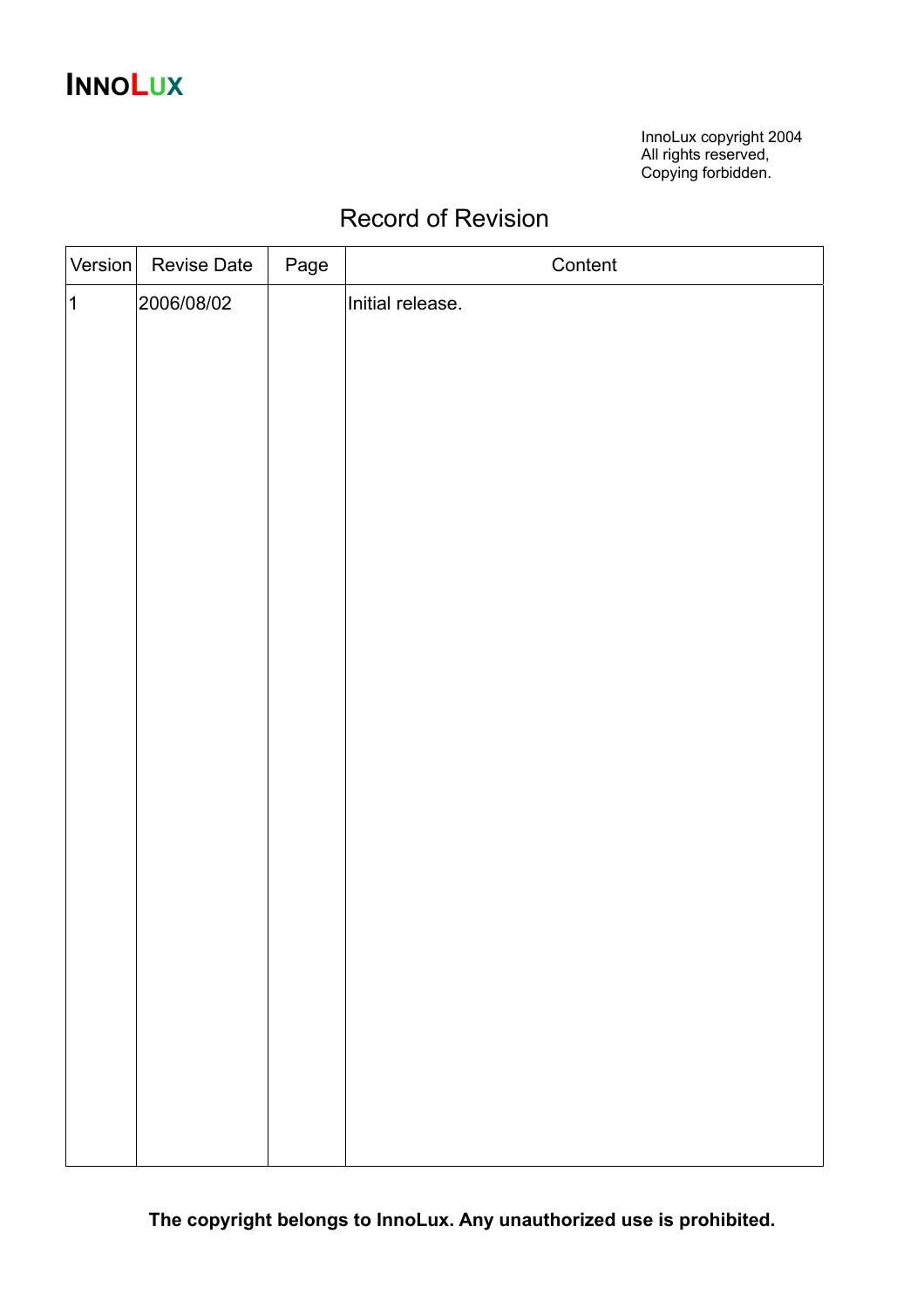InnoLux copyright 2004
All rights reserved,
Copying forbidden.

# Record of Revision

| Version | Revise Date | Page | Content |
|---|---|---|---|
| 1 | 2006/08/02 | | Initial release. |

**The copyright belongs to InnoLux. Any unauthorized use is prohibited.**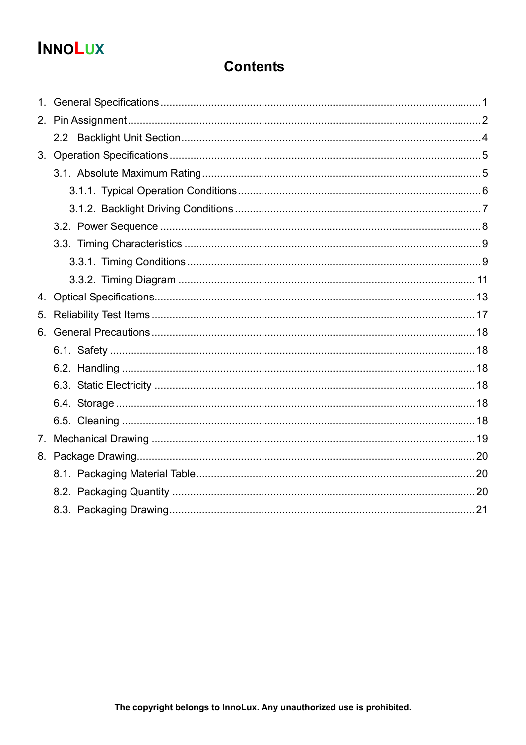# Contents

1. General Specifications ........................................................................................................ 1
2. Pin Assignment ..................................................................................................................... 2
    2.2 Backlight Unit Section ........................................................................................................ 4
3. Operation Specifications ...................................................................................................... 5
    3.1. Absolute Maximum Rating ................................................................................................ 5
        3.1.1. Typical Operation Conditions ...................................................................................... 6
        3.1.2. Backlight Driving Conditions ....................................................................................... 7
    3.2. Power Sequence ................................................................................................................ 8
    3.3. Timing Characteristics ....................................................................................................... 9
        3.3.1. Timing Conditions ........................................................................................................ 9
        3.3.2. Timing Diagram .......................................................................................................... 11
4. Optical Specifications .......................................................................................................... 13
5. Reliability Test Items ........................................................................................................... 17
6. General Precautions ............................................................................................................ 18
    6.1. Safety ................................................................................................................................ 18
    6.2. Handling ............................................................................................................................ 18
    6.3. Static Electricity ................................................................................................................. 18
    6.4. Storage .............................................................................................................................. 18
    6.5. Cleaning ............................................................................................................................ 18
7. Mechanical Drawing ............................................................................................................ 19
8. Package Drawing ................................................................................................................. 20
    8.1. Packaging Material Table ................................................................................................. 20
    8.2. Packaging Quantity ........................................................................................................... 20
    8.3. Packaging Drawing ........................................................................................................... 21

**The copyright belongs to InnoLux. Any unauthorized use is prohibited.**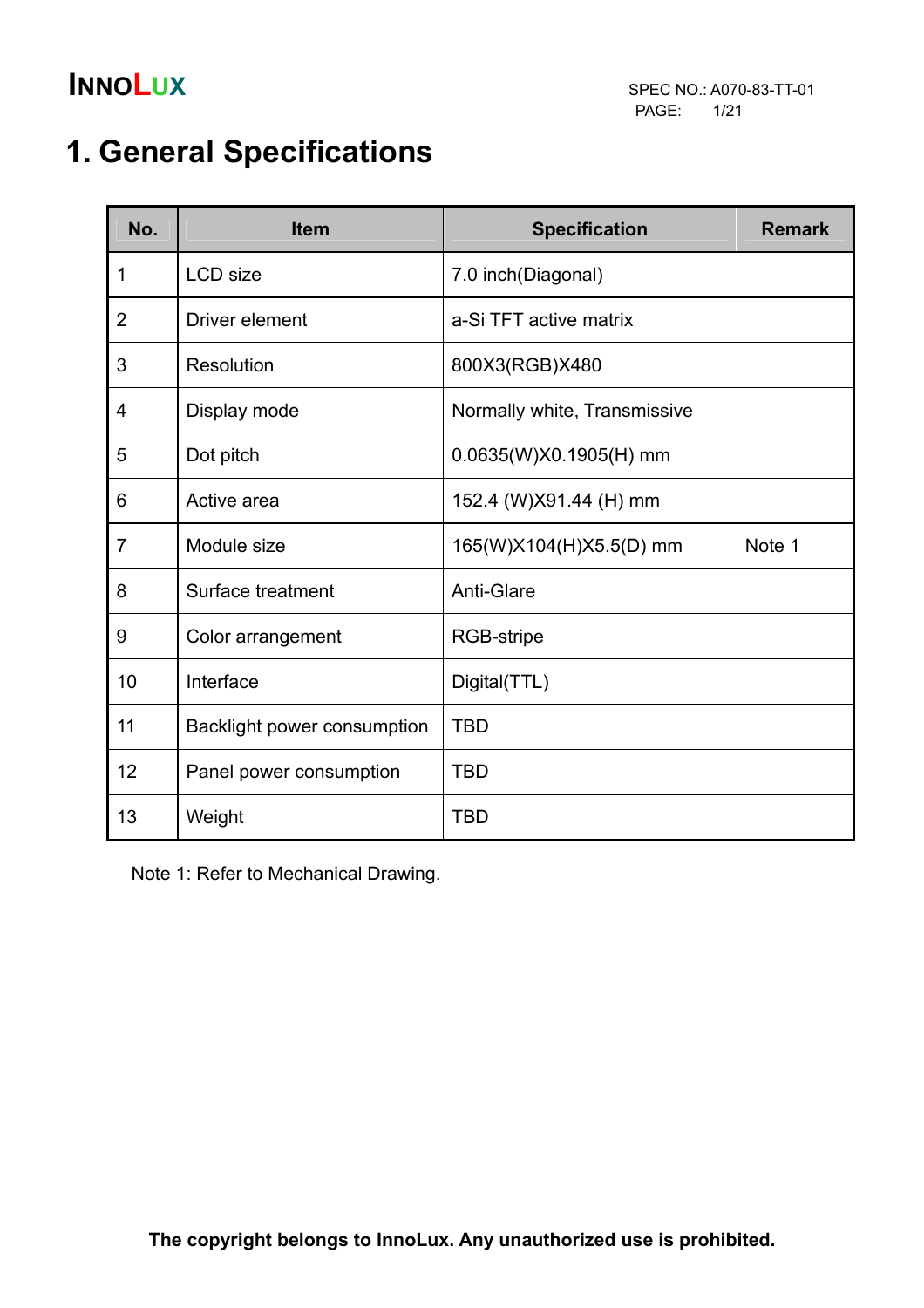# 1. General Specifications

| No. | Item | Specification | Remark |
|---|---|---|---|
| 1 | LCD size | 7.0 inch(Diagonal) | |
| 2 | Driver element | a-Si TFT active matrix | |
| 3 | Resolution | 800X3(RGB)X480 | |
| 4 | Display mode | Normally white, Transmissive | |
| 5 | Dot pitch | 0.0635(W)X0.1905(H) mm | |
| 6 | Active area | 152.4 (W)X91.44 (H) mm | |
| 7 | Module size | 165(W)X104(H)X5.5(D) mm | Note 1 |
| 8 | Surface treatment | Anti-Glare | |
| 9 | Color arrangement | RGB-stripe | |
| 10 | Interface | Digital(TTL) | |
| 11 | Backlight power consumption | TBD | |
| 12 | Panel power consumption | TBD | |
| 13 | Weight | TBD | |

Note 1: Refer to Mechanical Drawing.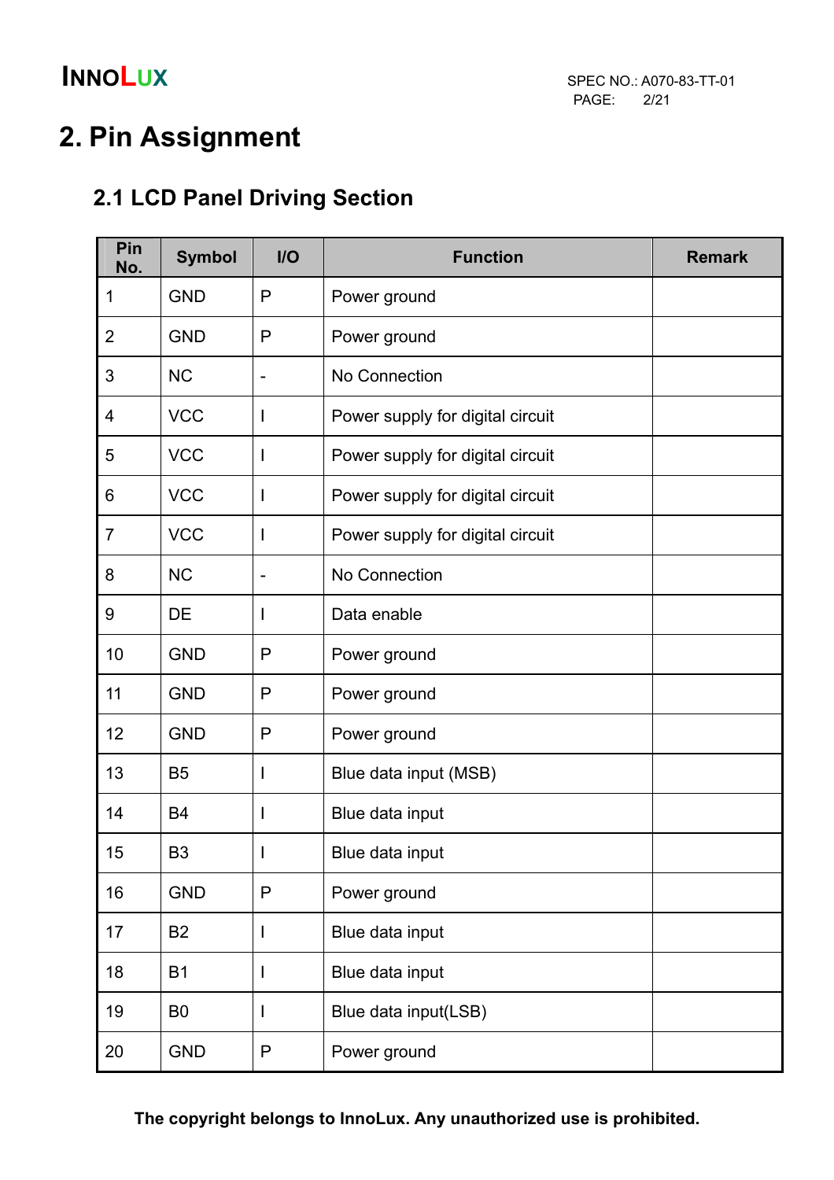# 2. Pin Assignment

## 2.1 LCD Panel Driving Section

| Pin No. | Symbol | I/O | Function | Remark |
|---|---|---|---|---|
| 1 | GND | P | Power ground | |
| 2 | GND | P | Power ground | |
| 3 | NC | - | No Connection | |
| 4 | VCC | I | Power supply for digital circuit | |
| 5 | VCC | I | Power supply for digital circuit | |
| 6 | VCC | I | Power supply for digital circuit | |
| 7 | VCC | I | Power supply for digital circuit | |
| 8 | NC | - | No Connection | |
| 9 | DE | I | Data enable | |
| 10 | GND | P | Power ground | |
| 11 | GND | P | Power ground | |
| 12 | GND | P | Power ground | |
| 13 | B5 | I | Blue data input (MSB) | |
| 14 | B4 | I | Blue data input | |
| 15 | B3 | I | Blue data input | |
| 16 | GND | P | Power ground | |
| 17 | B2 | I | Blue data input | |
| 18 | B1 | I | Blue data input | |
| 19 | B0 | I | Blue data input(LSB) | |
| 20 | GND | P | Power ground | |

**The copyright belongs to InnoLux. Any unauthorized use is prohibited.**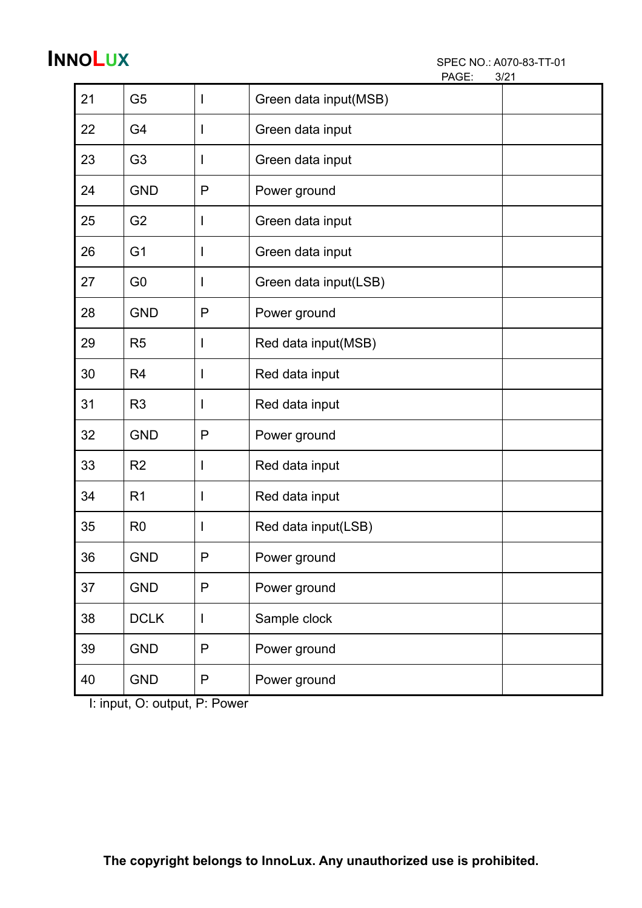| 21 | G5 | I | Green data input(MSB) | |
|---|---|---|---|---|
| 22 | G4 | I | Green data input | |
| 23 | G3 | I | Green data input | |
| 24 | GND | P | Power ground | |
| 25 | G2 | I | Green data input | |
| 26 | G1 | I | Green data input | |
| 27 | G0 | I | Green data input(LSB) | |
| 28 | GND | P | Power ground | |
| 29 | R5 | I | Red data input(MSB) | |
| 30 | R4 | I | Red data input | |
| 31 | R3 | I | Red data input | |
| 32 | GND | P | Power ground | |
| 33 | R2 | I | Red data input | |
| 34 | R1 | I | Red data input | |
| 35 | R0 | I | Red data input(LSB) | |
| 36 | GND | P | Power ground | |
| 37 | GND | P | Power ground | |
| 38 | DCLK | I | Sample clock | |
| 39 | GND | P | Power ground | |
| 40 | GND | P | Power ground | |

I: input, O: output, P: Power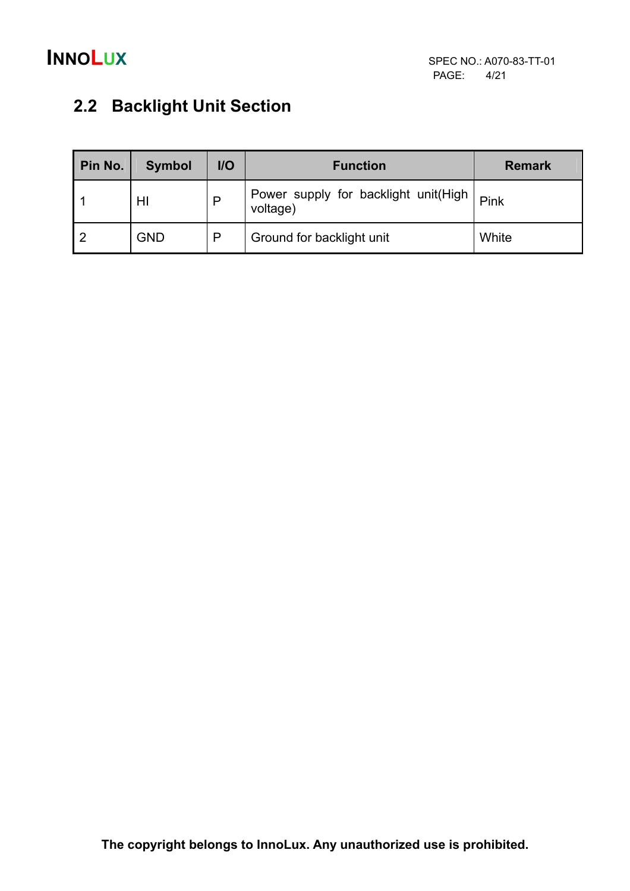## 2.2 Backlight Unit Section

| Pin No. | Symbol | I/O | Function | Remark |
|---|---|---|---|---|
| 1 | HI | P | Power supply for backlight unit(High voltage) | Pink |
| 2 | GND | P | Ground for backlight unit | White |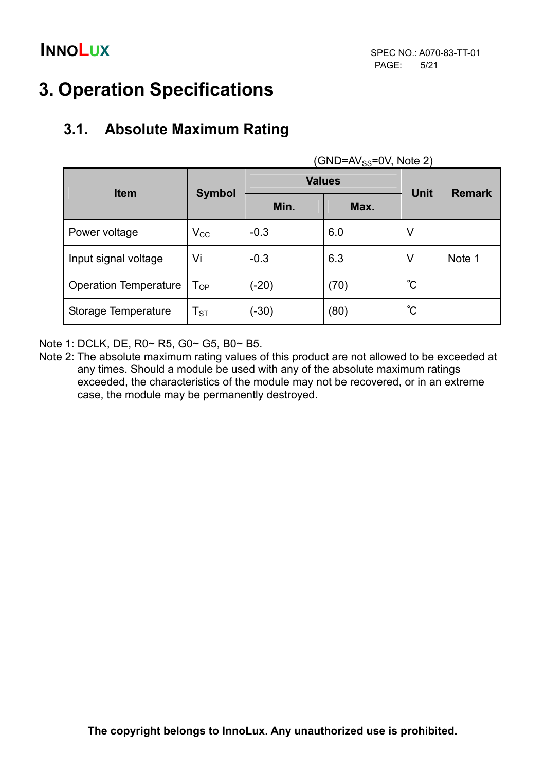# 3. Operation Specifications

## 3.1. Absolute Maximum Rating

($GND=AV_{SS}=0V$, Note 2)

| Item | Symbol | Values | | Unit | Remark |
|---|---|---|---|---|---|
| | | Min. | Max. | | |
| Power voltage | $V_{CC}$ | -0.3 | 6.0 | V | |
| Input signal voltage | Vi | -0.3 | 6.3 | V | Note 1 |
| Operation Temperature | $T_{OP}$ | (-20) | (70) | ℃ | |
| Storage Temperature | $T_{ST}$ | (-30) | (80) | ℃ | |

Note 1: DCLK, DE, R0~ R5, G0~ G5, B0~ B5.

Note 2: The absolute maximum rating values of this product are not allowed to be exceeded at any times. Should a module be used with any of the absolute maximum ratings exceeded, the characteristics of the module may not be recovered, or in an extreme case, the module may be permanently destroyed.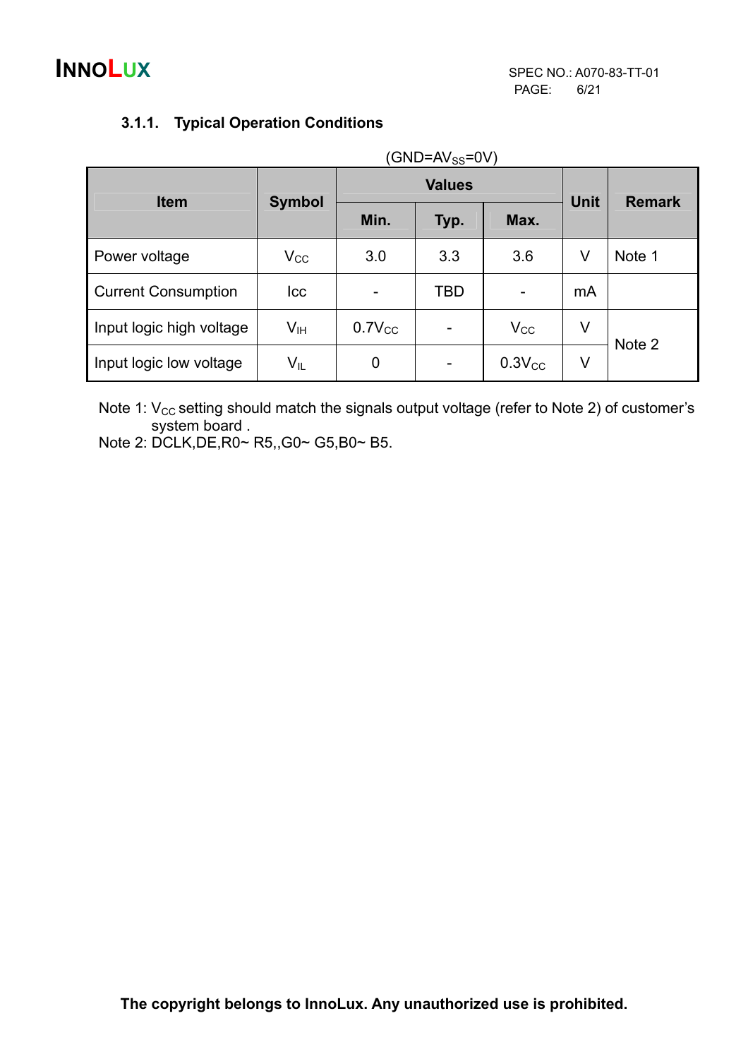### 3.1.1. Typical Operation Conditions

(GND=$AV_{SS}$=0V)

| Item | Symbol | Values | | | Unit | Remark |
|---|---|---|---|---|---|---|
| | | Min. | Typ. | Max. | | |
| Power voltage | $V_{CC}$ | 3.0 | 3.3 | 3.6 | V | Note 1 |
| Current Consumption | Icc | - | TBD | - | mA | |
| Input logic high voltage | $V_{IH}$ | $0.7V_{CC}$ | - | $V_{CC}$ | V | Note 2 |
| Input logic low voltage | $V_{IL}$ | 0 | - | $0.3V_{CC}$ | V | |

Note 1: $V_{CC}$ setting should match the signals output voltage (refer to Note 2) of customer's system board .

Note 2: DCLK,DE,R0~ R5,,G0~ G5,B0~ B5.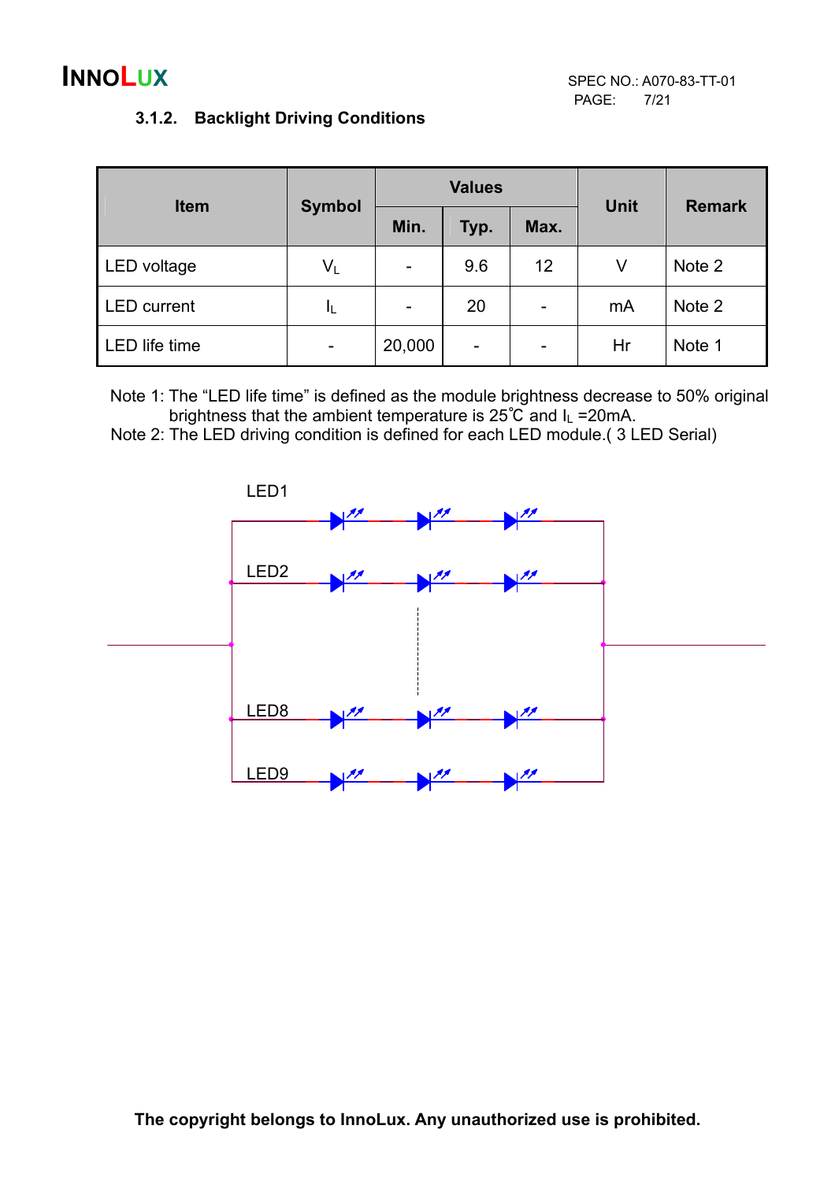### 3.1.2. Backlight Driving Conditions

| Item | Symbol | Values | | | Unit | Remark |
|---|---|---|---|---|---|---|
| | | Min. | Typ. | Max. | | |
| LED voltage | $V_L$ | - | 9.6 | 12 | V | Note 2 |
| LED current | $I_L$ | - | 20 | - | mA | Note 2 |
| LED life time | - | 20,000 | - | - | Hr | Note 1 |

Note 1: The "LED life time" is defined as the module brightness decrease to 50% original brightness that the ambient temperature is 25℃ and $I_L$ =20mA.

Note 2: The LED driving condition is defined for each LED module.( 3 LED Serial)

LED1

LED2

LED8

LED9

The copyright belongs to InnoLux. Any unauthorized use is prohibited.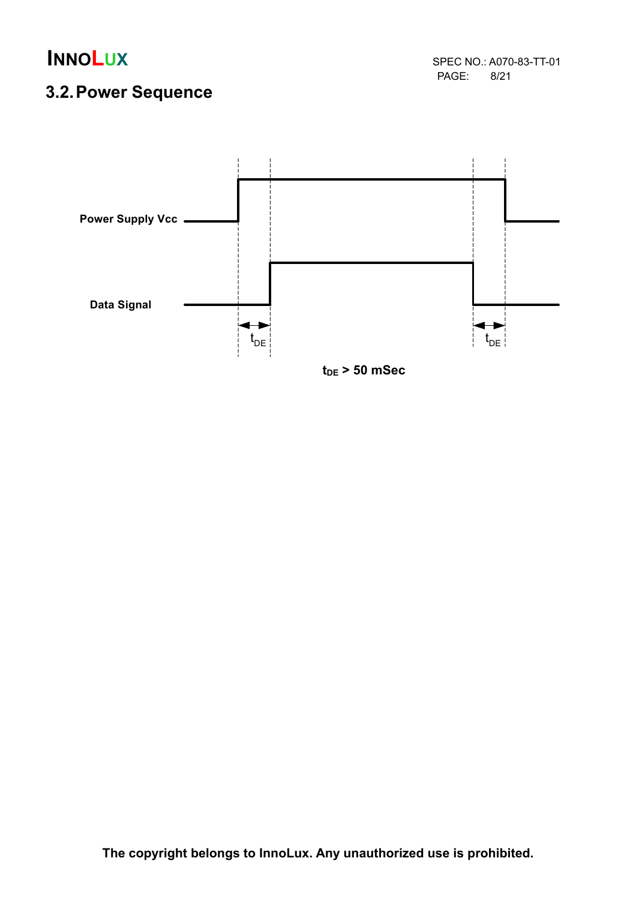## 3.2. Power Sequence

Power Supply Vcc

Data Signal

$t_{DE}$ $t_{DE}$

$t_{DE}$ > 50 mSec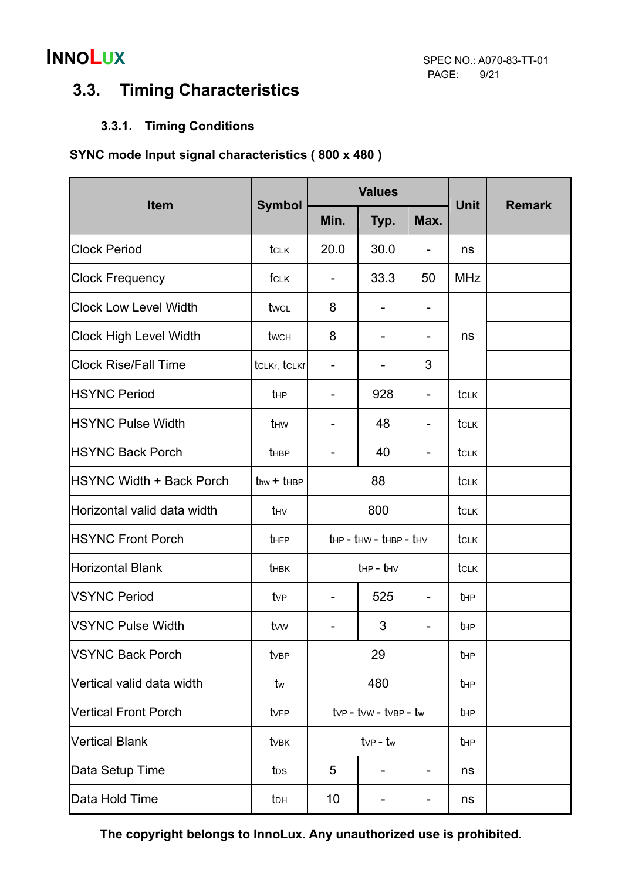## 3.3. Timing Characteristics

### 3.3.1. Timing Conditions

**SYNC mode Input signal characteristics ( 800 x 480 )**

| Item | Symbol | Values | | | Unit | Remark |
|---|---|---|---|---|---|---|
| | | Min. | Typ. | Max. | | |
| Clock Period | $t_{CLK}$ | 20.0 | 30.0 | - | ns | |
| Clock Frequency | $f_{CLK}$ | - | 33.3 | 50 | MHz | |
| Clock Low Level Width | $t_{WCL}$ | 8 | - | - | ns | |
| Clock High Level Width | $t_{WCH}$ | 8 | - | - | ns | |
| Clock Rise/Fall Time | $t_{CLKr}$, $t_{CLKf}$ | - | - | 3 | ns | |
| HSYNC Period | $t_{HP}$ | - | 928 | - | $t_{CLK}$ | |
| HSYNC Pulse Width | $t_{HW}$ | - | 48 | - | $t_{CLK}$ | |
| HSYNC Back Porch | $t_{HBP}$ | - | 40 | - | $t_{CLK}$ | |
| HSYNC Width + Back Porch | $t_{hw}$ + $t_{HBP}$ | 88 | | | $t_{CLK}$ | |
| Horizontal valid data width | $t_{HV}$ | 800 | | | $t_{CLK}$ | |
| HSYNC Front Porch | $t_{HFP}$ | $t_{HP}$ - $t_{HW}$ - $t_{HBP}$ - $t_{HV}$ | | | $t_{CLK}$ | |
| Horizontal Blank | $t_{HBK}$ | $t_{HP}$ - $t_{HV}$ | | | $t_{CLK}$ | |
| VSYNC Period | $t_{VP}$ | - | 525 | - | $t_{HP}$ | |
| VSYNC Pulse Width | $t_{VW}$ | - | 3 | - | $t_{HP}$ | |
| VSYNC Back Porch | $t_{VBP}$ | 29 | | | $t_{HP}$ | |
| Vertical valid data width | $t_{w}$ | 480 | | | $t_{HP}$ | |
| Vertical Front Porch | $t_{VFP}$ | $t_{VP}$ - $t_{VW}$ - $t_{VBP}$ - $t_{w}$ | | | $t_{HP}$ | |
| Vertical Blank | $t_{VBK}$ | $t_{VP}$ - $t_{w}$ | | | $t_{HP}$ | |
| Data Setup Time | $t_{DS}$ | 5 | - | - | ns | |
| Data Hold Time | $t_{DH}$ | 10 | - | - | ns | |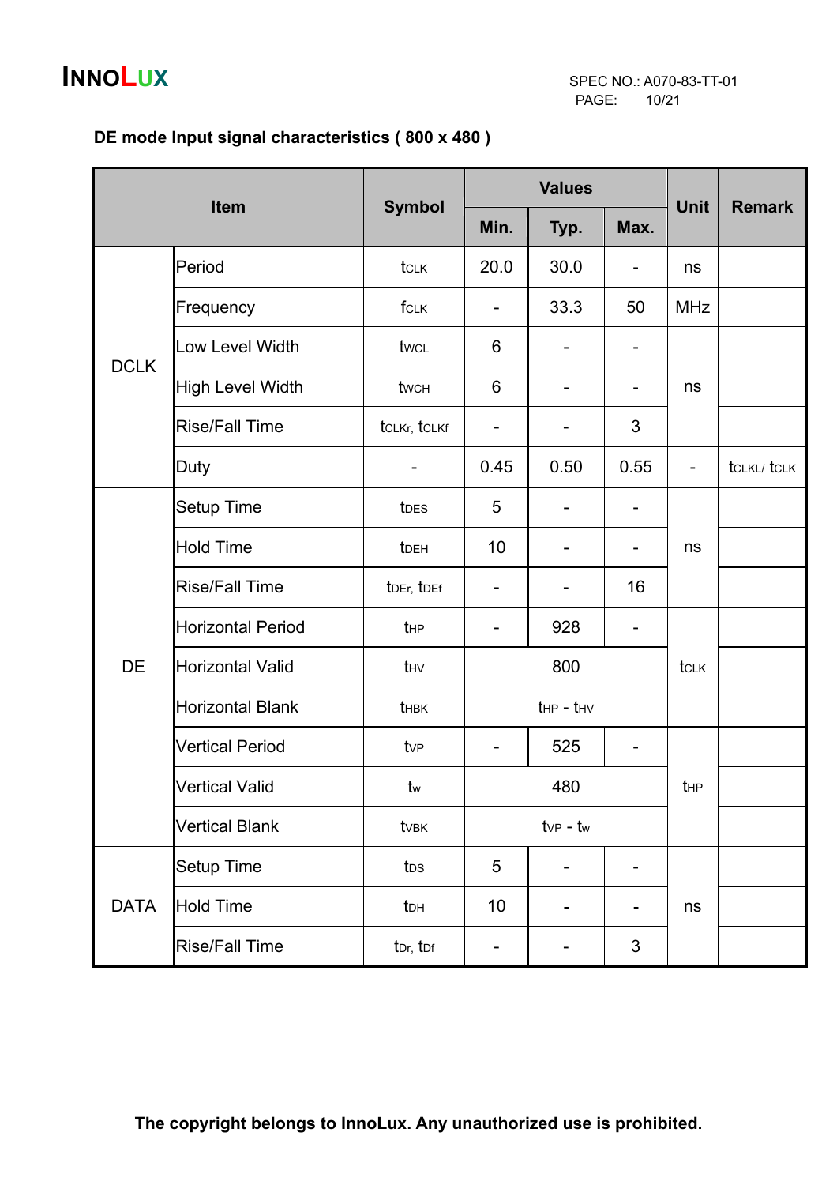### DE mode Input signal characteristics ( 800 x 480 )

| Item | | Symbol | Values | | | Unit | Remark |
|---|---|---|---|---|---|---|---|
| | | | Min. | Typ. | Max. | | |
| DCLK | Period | $t_{CLK}$ | 20.0 | 30.0 | - | ns | |
| | Frequency | $f_{CLK}$ | - | 33.3 | 50 | MHz | |
| | Low Level Width | $t_{WCL}$ | 6 | - | - | ns | |
| | High Level Width | $t_{WCH}$ | 6 | - | - | ns | |
| | Rise/Fall Time | $t_{CLKr}$, $t_{CLKf}$ | - | - | 3 | ns | |
| | Duty | - | 0.45 | 0.50 | 0.55 | - | $t_{CLKL}$/ $t_{CLK}$ |
| DE | Setup Time | $t_{DES}$ | 5 | - | - | ns | |
| | Hold Time | $t_{DEH}$ | 10 | - | - | ns | |
| | Rise/Fall Time | $t_{DEr}$, $t_{DEf}$ | - | - | 16 | ns | |
| | Horizontal Period | $t_{HP}$ | - | 928 | - | $t_{CLK}$ | |
| | Horizontal Valid | $t_{HV}$ | 800 | | | $t_{CLK}$ | |
| | Horizontal Blank | $t_{HBK}$ | $t_{HP}$ - $t_{HV}$ | | | $t_{CLK}$ | |
| | Vertical Period | $t_{VP}$ | - | 525 | - | $t_{HP}$ | |
| | Vertical Valid | $t_{W}$ | 480 | | | $t_{HP}$ | |
| | Vertical Blank | $t_{VBK}$ | $t_{VP}$ - $t_{W}$ | | | $t_{HP}$ | |
| DATA | Setup Time | $t_{DS}$ | 5 | - | - | ns | |
| | Hold Time | $t_{DH}$ | 10 | - | - | ns | |
| | Rise/Fall Time | $t_{Dr}$, $t_{Df}$ | - | - | 3 | ns | |

**The copyright belongs to InnoLux. Any unauthorized use is prohibited.**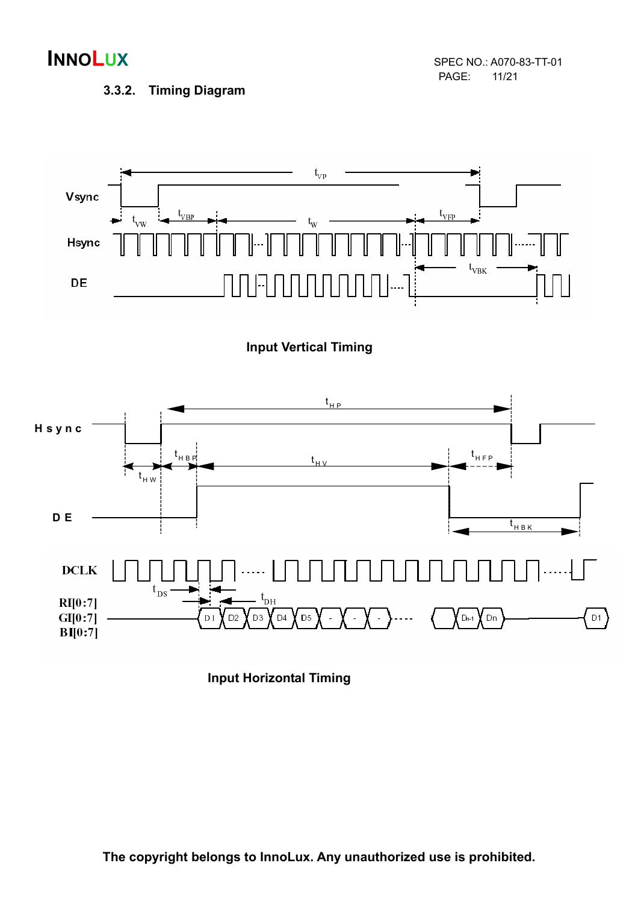### 3.3.2. Timing Diagram

Input Vertical Timing

Input Horizontal Timing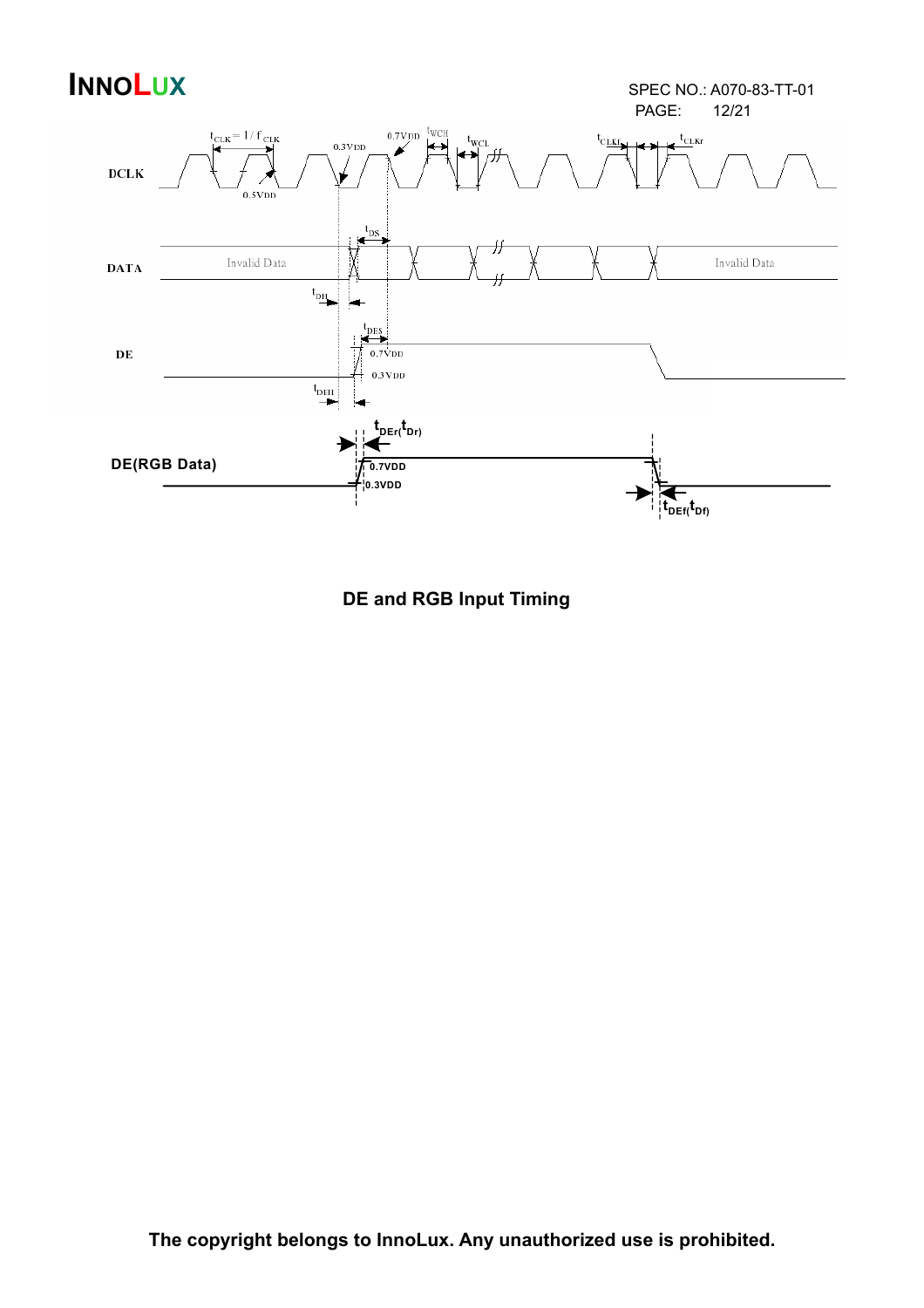DE and RGB Input Timing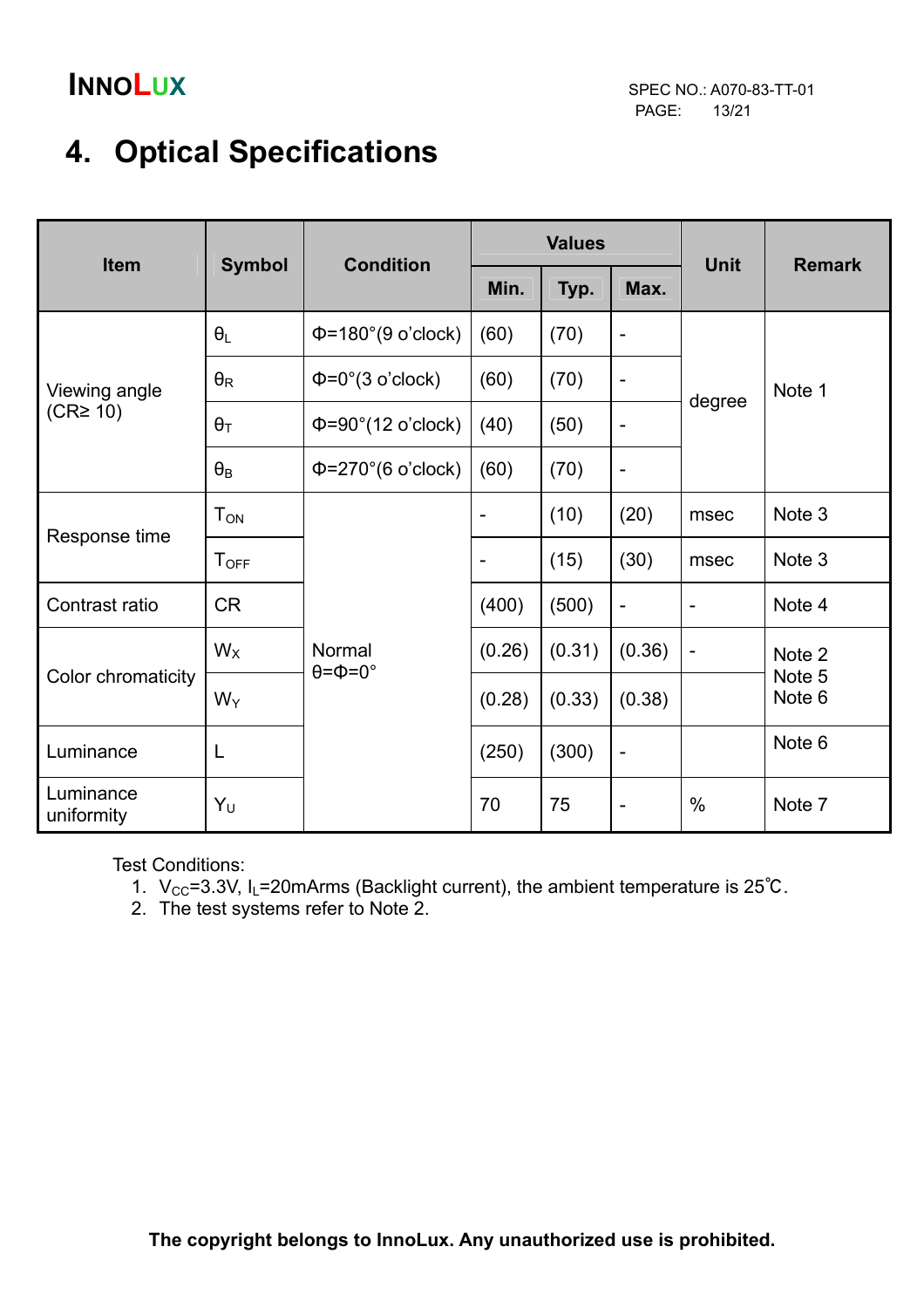# 4. Optical Specifications

| Item | Symbol | Condition | Values | | | Unit | Remark |
|---|---|---|---|---|---|---|---|
| | | | Min. | Typ. | Max. | | |
| Viewing angle (CR≥ 10) | $\theta_L$ | Φ=180°(9 o'clock) | (60) | (70) | - | degree | Note 1 |
| | $\theta_R$ | Φ=0°(3 o'clock) | (60) | (70) | - | | |
| | $\theta_T$ | Φ=90°(12 o'clock) | (40) | (50) | - | | |
| | $\theta_B$ | Φ=270°(6 o'clock) | (60) | (70) | - | | |
| Response time | $T_{ON}$ | Normal θ=Φ=0° | - | (10) | (20) | msec | Note 3 |
| | $T_{OFF}$ | | - | (15) | (30) | msec | Note 3 |
| Contrast ratio | CR | | (400) | (500) | - | - | Note 4 |
| Color chromaticity | $W_X$ | | (0.26) | (0.31) | (0.36) | - | Note 2 Note 5 Note 6 |
| | $W_Y$ | | (0.28) | (0.33) | (0.38) | | |
| Luminance | L | | (250) | (300) | - | | Note 6 |
| Luminance uniformity | $Y_U$ | | 70 | 75 | - | % | Note 7 |

Test Conditions:

1. $V_{CC}$=3.3V, $I_L$=20mArms (Backlight current), the ambient temperature is 25℃.
2. The test systems refer to Note 2.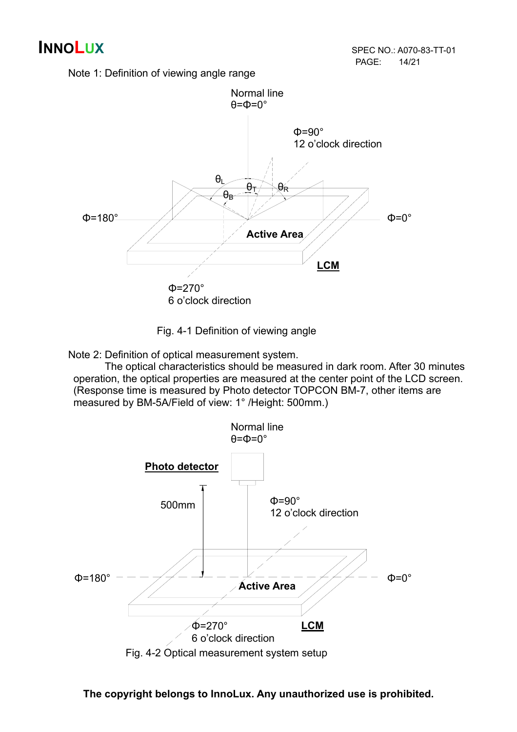Note 1: Definition of viewing angle range

Fig. 4-1 Definition of viewing angle

Note 2: Definition of optical measurement system.

The optical characteristics should be measured in dark room. After 30 minutes operation, the optical properties are measured at the center point of the LCD screen. (Response time is measured by Photo detector TOPCON BM-7, other items are measured by BM-5A/Field of view: 1° /Height: 500mm.)

Fig. 4-2 Optical measurement system setup

**The copyright belongs to InnoLux. Any unauthorized use is prohibited.**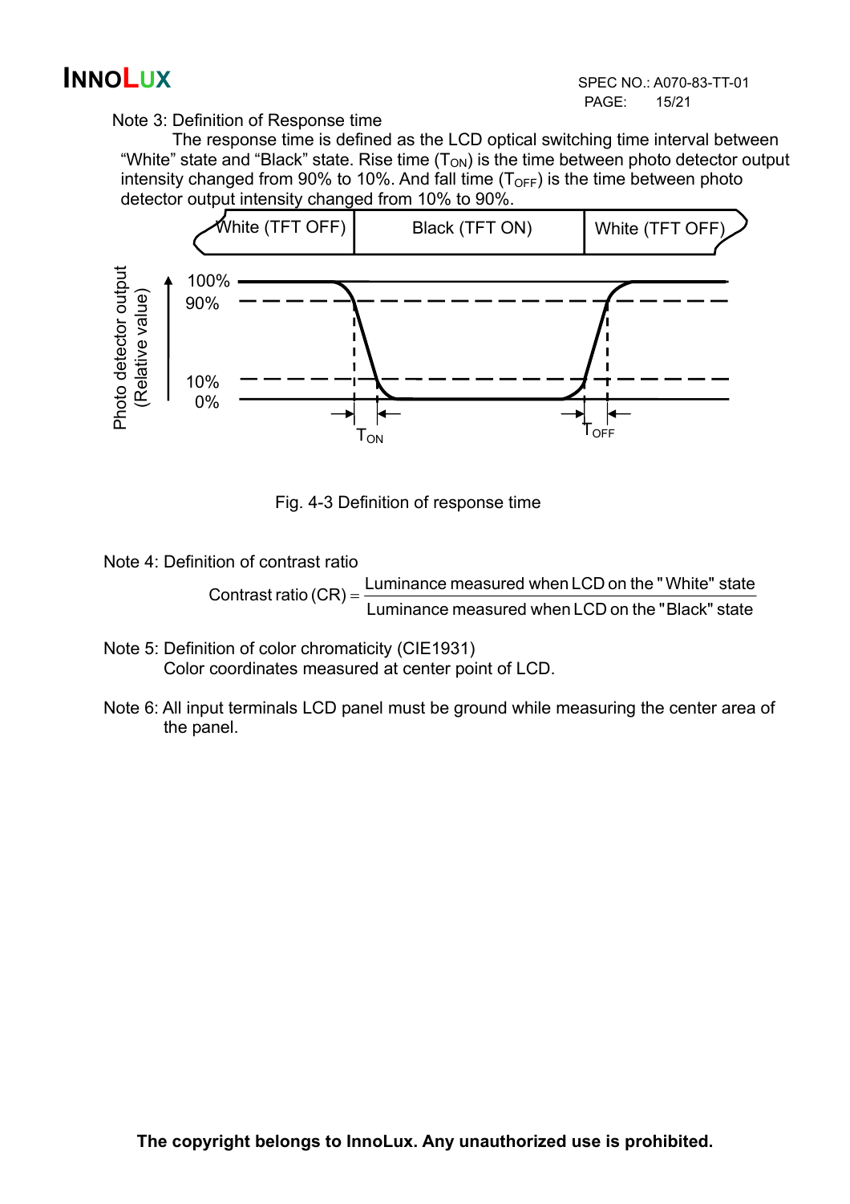Note 3: Definition of Response time

The response time is defined as the LCD optical switching time interval between "White" state and "Black" state. Rise time ($T_{ON}$) is the time between photo detector output intensity changed from 90% to 10%. And fall time ($T_{OFF}$) is the time between photo detector output intensity changed from 10% to 90%.

Fig. 4-3 Definition of response time

Note 4: Definition of contrast ratio

$$\text{Contrast ratio (CR)} = \frac{\text{Luminance measured when LCD on the "White" state}}{\text{Luminance measured when LCD on the "Black" state}}$$

Note 5: Definition of color chromaticity (CIE1931)
Color coordinates measured at center point of LCD.

Note 6: All input terminals LCD panel must be ground while measuring the center area of the panel.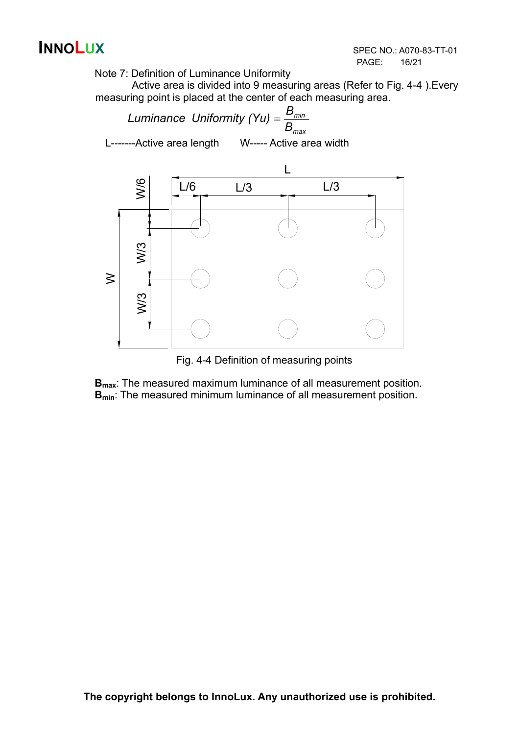Note 7: Definition of Luminance Uniformity

Active area is divided into 9 measuring areas (Refer to Fig. 4-4 ).Every measuring point is placed at the center of each measuring area.

$$Luminance\ \ Uniformity\ (Yu) = \frac{B_{min}}{B_{max}}$$

L-------Active area length W----- Active area width

Fig. 4-4 Definition of measuring points

**$B_{max}$**: The measured maximum luminance of all measurement position.
**$B_{min}$**: The measured minimum luminance of all measurement position.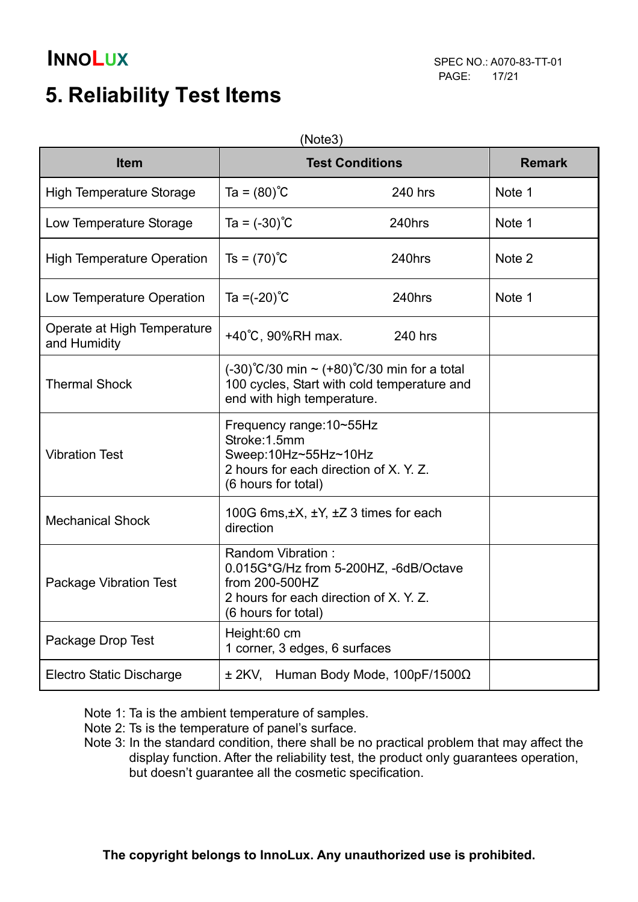# 5. Reliability Test Items

(Note3)

| Item | Test Conditions | Remark |
|---|---|---|
| High Temperature Storage | Ta = (80)˚C 240 hrs | Note 1 |
| Low Temperature Storage | Ta = (-30)˚C 240hrs | Note 1 |
| High Temperature Operation | Ts = (70)˚C 240hrs | Note 2 |
| Low Temperature Operation | Ta =(-20)˚C 240hrs | Note 1 |
| Operate at High Temperature and Humidity | +40˚C, 90%RH max. 240 hrs | |
| Thermal Shock | (-30)˚C/30 min ~ (+80)˚C/30 min for a total 100 cycles, Start with cold temperature and end with high temperature. | |
| Vibration Test | Frequency range:10~55Hz<br>Stroke:1.5mm<br>Sweep:10Hz~55Hz~10Hz<br>2 hours for each direction of X. Y. Z.<br>(6 hours for total) | |
| Mechanical Shock | 100G 6ms,±X, ±Y, ±Z 3 times for each direction | |
| Package Vibration Test | Random Vibration :<br>0.015G*G/Hz from 5-200HZ, -6dB/Octave from 200-500HZ<br>2 hours for each direction of X. Y. Z.<br>(6 hours for total) | |
| Package Drop Test | Height:60 cm<br>1 corner, 3 edges, 6 surfaces | |
| Electro Static Discharge | ± 2KV, Human Body Mode, 100pF/1500Ω | |

Note 1: Ta is the ambient temperature of samples.
Note 2: Ts is the temperature of panel's surface.
Note 3: In the standard condition, there shall be no practical problem that may affect the display function. After the reliability test, the product only guarantees operation, but doesn't guarantee all the cosmetic specification.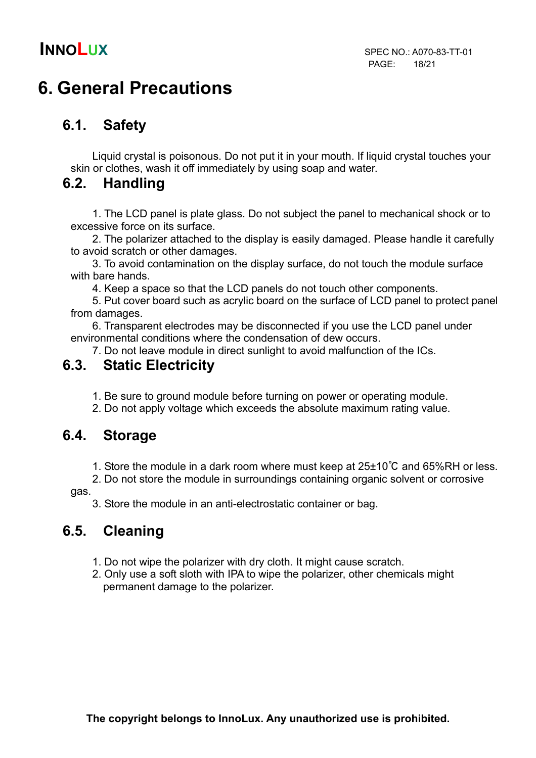# 6. General Precautions

## 6.1. Safety

Liquid crystal is poisonous. Do not put it in your mouth. If liquid crystal touches your skin or clothes, wash it off immediately by using soap and water.

## 6.2. Handling

1. The LCD panel is plate glass. Do not subject the panel to mechanical shock or to excessive force on its surface.
2. The polarizer attached to the display is easily damaged. Please handle it carefully to avoid scratch or other damages.
3. To avoid contamination on the display surface, do not touch the module surface with bare hands.
4. Keep a space so that the LCD panels do not touch other components.
5. Put cover board such as acrylic board on the surface of LCD panel to protect panel from damages.
6. Transparent electrodes may be disconnected if you use the LCD panel under environmental conditions where the condensation of dew occurs.
7. Do not leave module in direct sunlight to avoid malfunction of the ICs.

## 6.3. Static Electricity

1. Be sure to ground module before turning on power or operating module.
2. Do not apply voltage which exceeds the absolute maximum rating value.

## 6.4. Storage

1. Store the module in a dark room where must keep at 25±10℃ and 65%RH or less.
2. Do not store the module in surroundings containing organic solvent or corrosive gas.
3. Store the module in an anti-electrostatic container or bag.

## 6.5. Cleaning

1. Do not wipe the polarizer with dry cloth. It might cause scratch.
2. Only use a soft sloth with IPA to wipe the polarizer, other chemicals might permanent damage to the polarizer.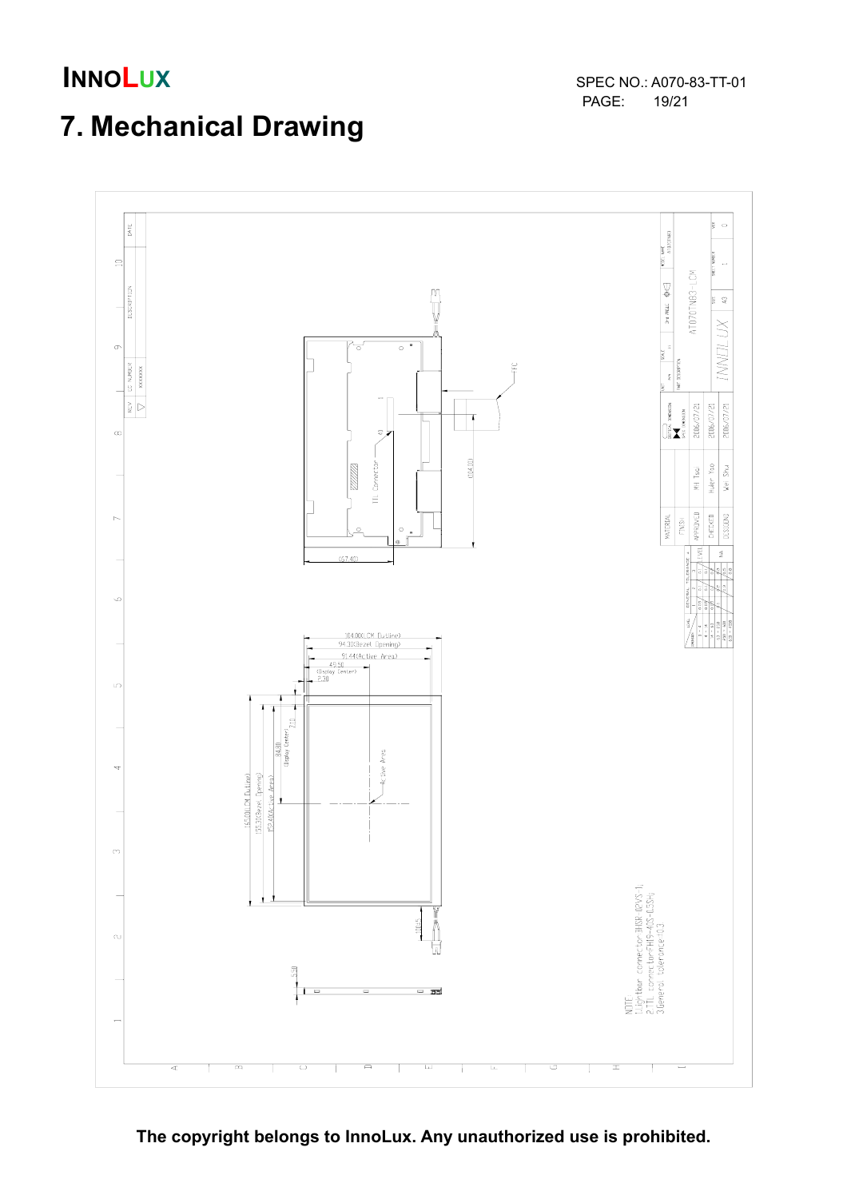# 7. Mechanical Drawing

| | | |
|---|---|---|
| MATERIAL | | |
| FINISH | | |
| APPROVED | WH Tsai | 2006/07/21 |
| CHECKED | Ruler Yao | 2006/07/21 |
| DESIGNED | Wei Shu | 2006/07/21 |

AT070TN83-LCM

INNOLUX

104.00(LCM Outline)
94.30(Bezel Opening)
91.44(Active Area)
45.50 (Display Center)
2.30

165.00(LCM Outline)
155.30(Bezel Opening)
152.40(Active Area)
84.80 (Display Center)
7.10

Active Area

(67.40)

(104.00)

TTL Connector

FFC

5.50

NOTE
1.Lightbar connector:BHSR-02VS-1,
2.TTL connector:FH19-40S-0.5SH,
3.General tolerance ±0.3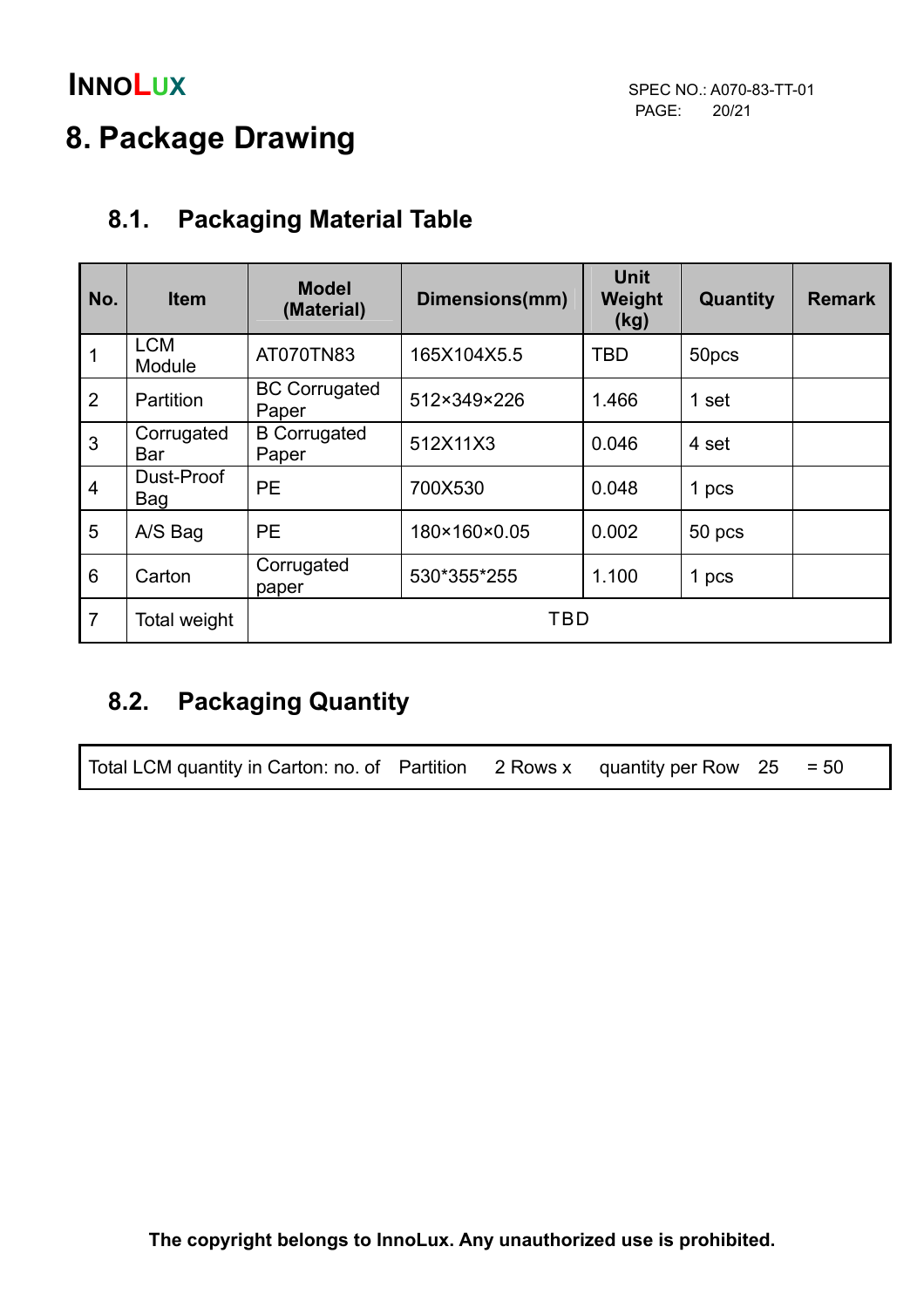# 8. Package Drawing

## 8.1. Packaging Material Table

| No. | Item | Model (Material) | Dimensions(mm) | Unit Weight (kg) | Quantity | Remark |
|---|---|---|---|---|---|---|
| 1 | LCM Module | AT070TN83 | 165X104X5.5 | TBD | 50pcs | |
| 2 | Partition | BC Corrugated Paper | 512×349×226 | 1.466 | 1 set | |
| 3 | Corrugated Bar | B Corrugated Paper | 512X11X3 | 0.046 | 4 set | |
| 4 | Dust-Proof Bag | PE | 700X530 | 0.048 | 1 pcs | |
| 5 | A/S Bag | PE | 180×160×0.05 | 0.002 | 50 pcs | |
| 6 | Carton | Corrugated paper | 530*355*255 | 1.100 | 1 pcs | |
| 7 | Total weight | TBD | | | | |

## 8.2. Packaging Quantity

| Total LCM quantity in Carton: no. of Partition 2 Rows x quantity per Row 25 = 50 |
|---|

The copyright belongs to InnoLux. Any unauthorized use is prohibited.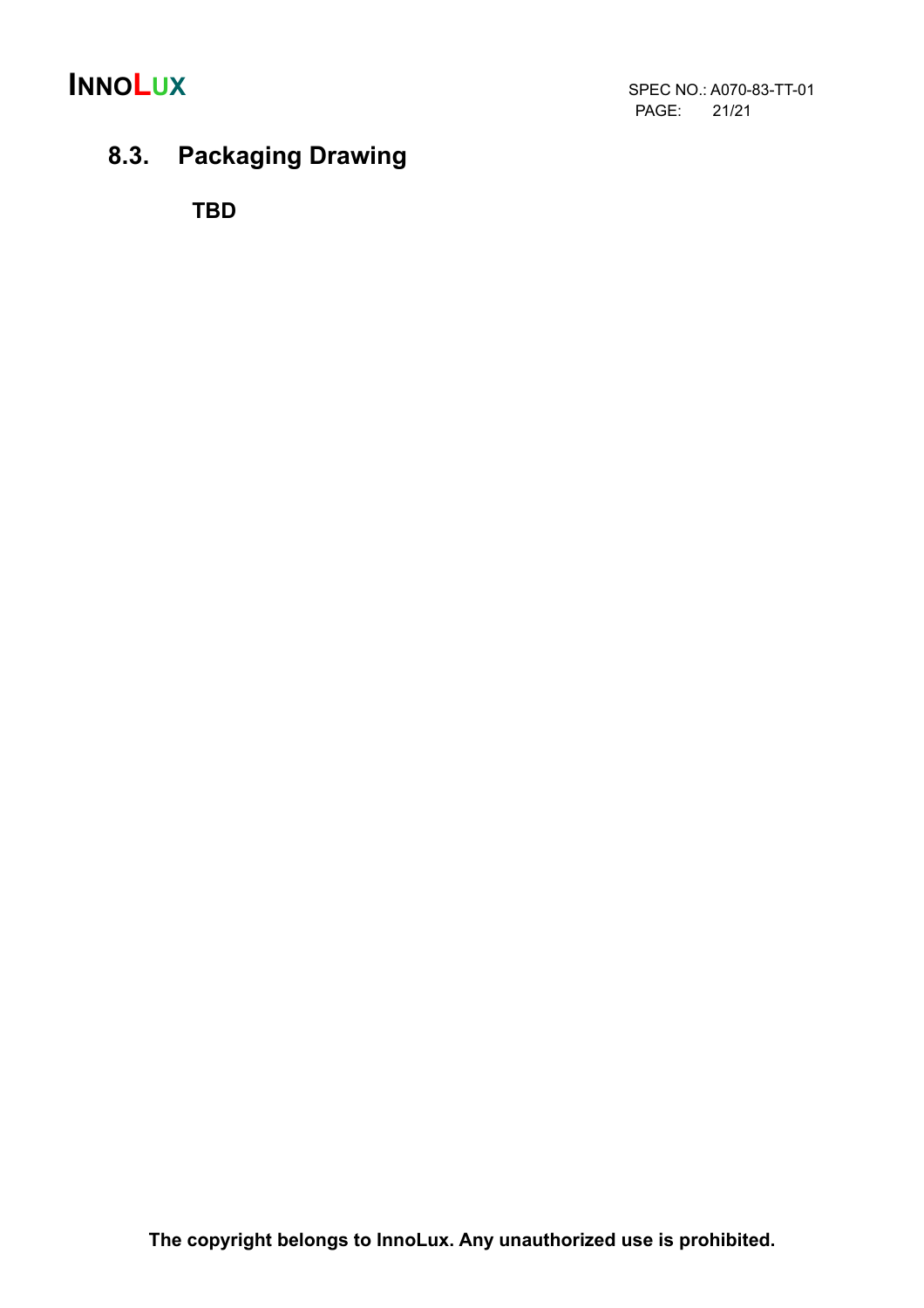## 8.3. Packaging Drawing

**TBD**

**The copyright belongs to InnoLux. Any unauthorized use is prohibited.**